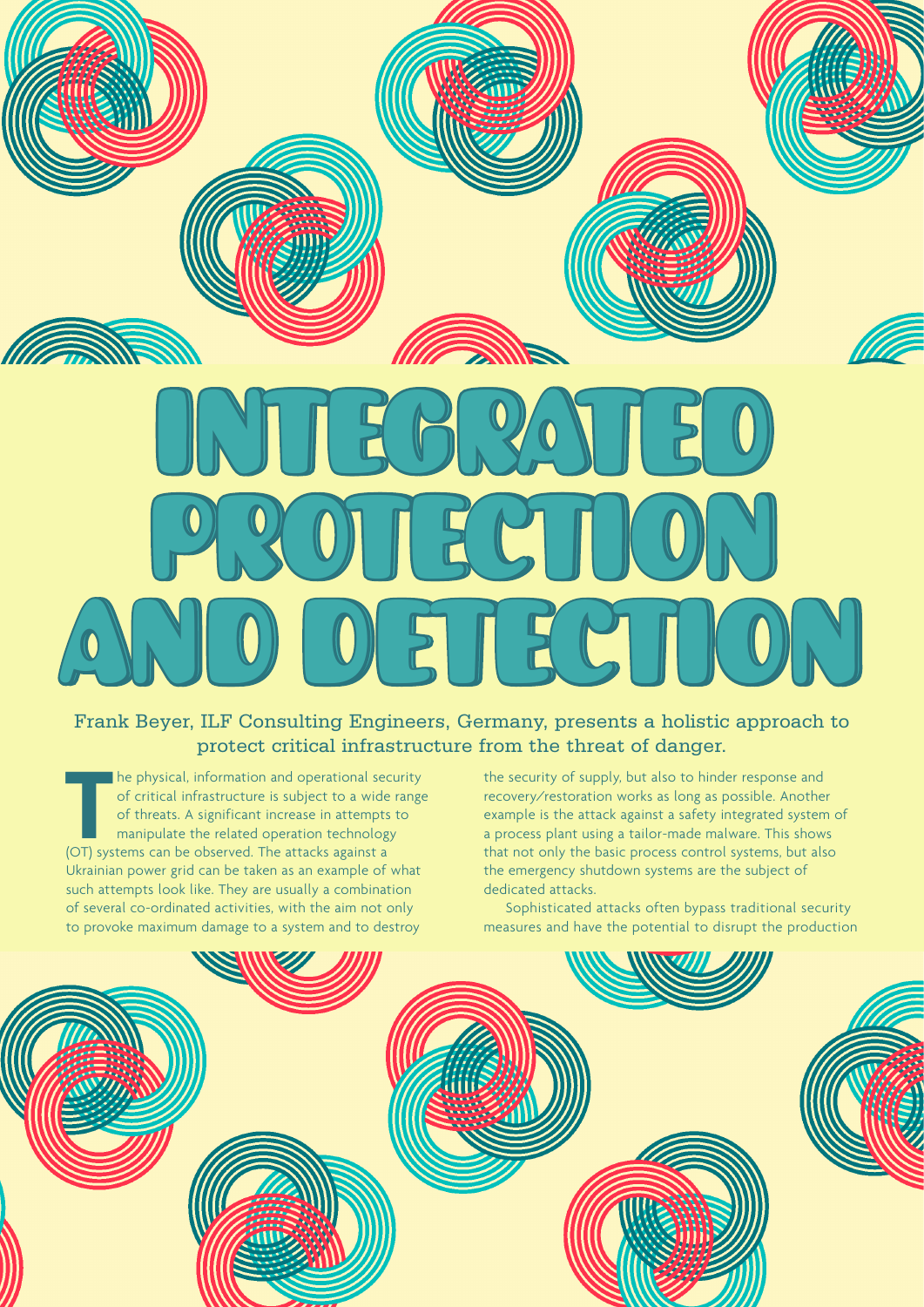# INTEGRATED PROTECTION AND DETECTION

Frank Beyer, ILF Consulting Engineers, Germany, presents a holistic approach to protect critical infrastructure from the threat of danger.

The physical, information and operational security of critical infrastructure is subject to a wide range of threats. A significant increase in attempts to manipulate the related operation technology (OT) systems can be observed. The attacks against a Ukrainian power grid can be taken as an example of what such attempts look like. They are usually a combination of several co-ordinated activities, with the aim not only to provoke maximum damage to a system and to destroy the security of supply, but also to hinder response and recovery/restoration works as long as possible. Another example is the attack against a safety integrated system of a process plant using a tailor-made malware. This shows that not only the basic process control systems, but also the emergency shutdown systems are the subject of dedicated attacks.

Sophisticated attacks often bypass traditional security measures and have the potential to disrupt the production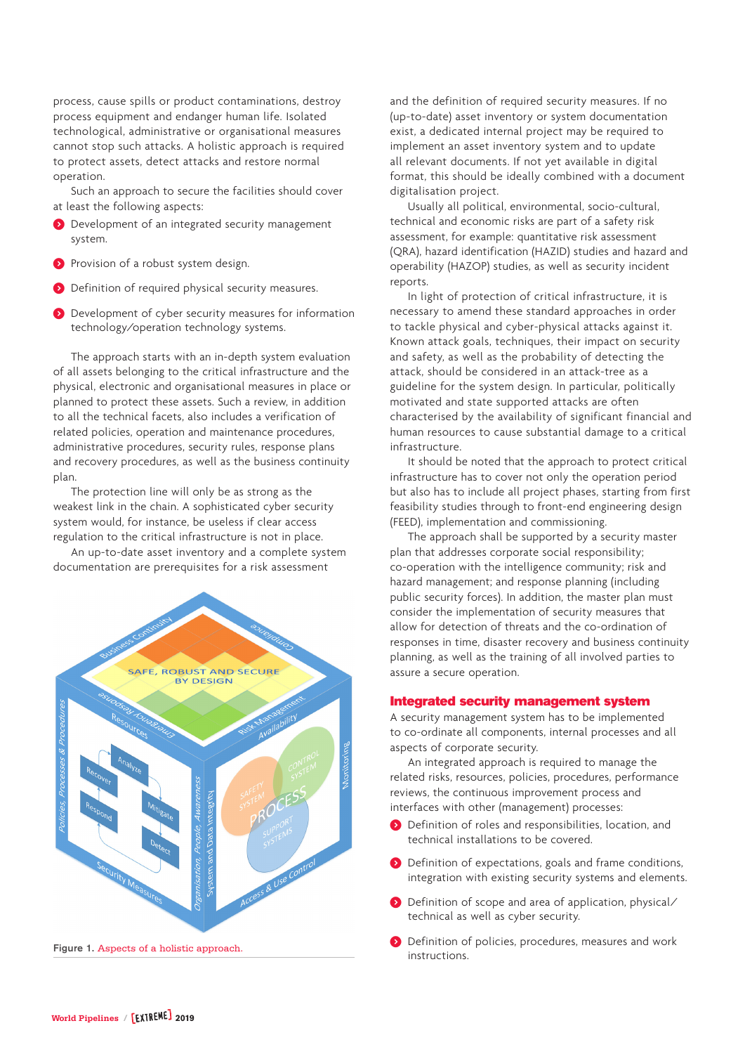process, cause spills or product contaminations, destroy process equipment and endanger human life. Isolated technological, administrative or organisational measures cannot stop such attacks. A holistic approach is required to protect assets, detect attacks and restore normal operation.

Such an approach to secure the facilities should cover at least the following aspects:

- Development of an integrated security management system.
- Provision of a robust system design.
- Definition of required physical security measures.
- Development of cyber security measures for information technology/operation technology systems.

The approach starts with an in-depth system evaluation of all assets belonging to the critical infrastructure and the physical, electronic and organisational measures in place or planned to protect these assets. Such a review, in addition to all the technical facets, also includes a verification of related policies, operation and maintenance procedures, administrative procedures, security rules, response plans and recovery procedures, as well as the business continuity plan.

The protection line will only be as strong as the weakest link in the chain. A sophisticated cyber security system would, for instance, be useless if clear access regulation to the critical infrastructure is not in place.

An up-to-date asset inventory and a complete system documentation are prerequisites for a risk assessment

Figure 1. Aspects of a holistic approach.

and the definition of required security measures. If no (up-to-date) asset inventory or system documentation exist, a dedicated internal project may be required to implement an asset inventory system and to update all relevant documents. If not yet available in digital format, this should be ideally combined with a document digitalisation project.

Usually all political, environmental, socio-cultural, technical and economic risks are part of a safety risk assessment, for example: quantitative risk assessment (QRA), hazard identification (HAZID) studies and hazard and operability (HAZOP) studies, as well as security incident reports.

In light of protection of critical infrastructure, it is necessary to amend these standard approaches in order to tackle physical and cyber-physical attacks against it. Known attack goals, techniques, their impact on security and safety, as well as the probability of detecting the attack, should be considered in an attack-tree as a guideline for the system design. In particular, politically motivated and state supported attacks are often characterised by the availability of significant financial and human resources to cause substantial damage to a critical infrastructure.

It should be noted that the approach to protect critical infrastructure has to cover not only the operation period but also has to include all project phases, starting from first feasibility studies through to front-end engineering design (FEED), implementation and commissioning.

The approach shall be supported by a security master plan that addresses corporate social responsibility; co-operation with the intelligence community; risk and hazard management; and response planning (including public security forces). In addition, the master plan must consider the implementation of security measures that allow for detection of threats and the co-ordination of responses in time, disaster recovery and business continuity planning, as well as the training of all involved parties to assure a secure operation.

## Integrated security management system

A security management system has to be implemented to co-ordinate all components, internal processes and all aspects of corporate security.

An integrated approach is required to manage the related risks, resources, policies, procedures, performance reviews, the continuous improvement process and interfaces with other (management) processes:

- Definition of roles and responsibilities, location, and technical installations to be covered.
- Definition of expectations, goals and frame conditions, integration with existing security systems and elements.
- Definition of scope and area of application, physical/technical as well as cyber security.
- Definition of policies, procedures, measures and work instructions.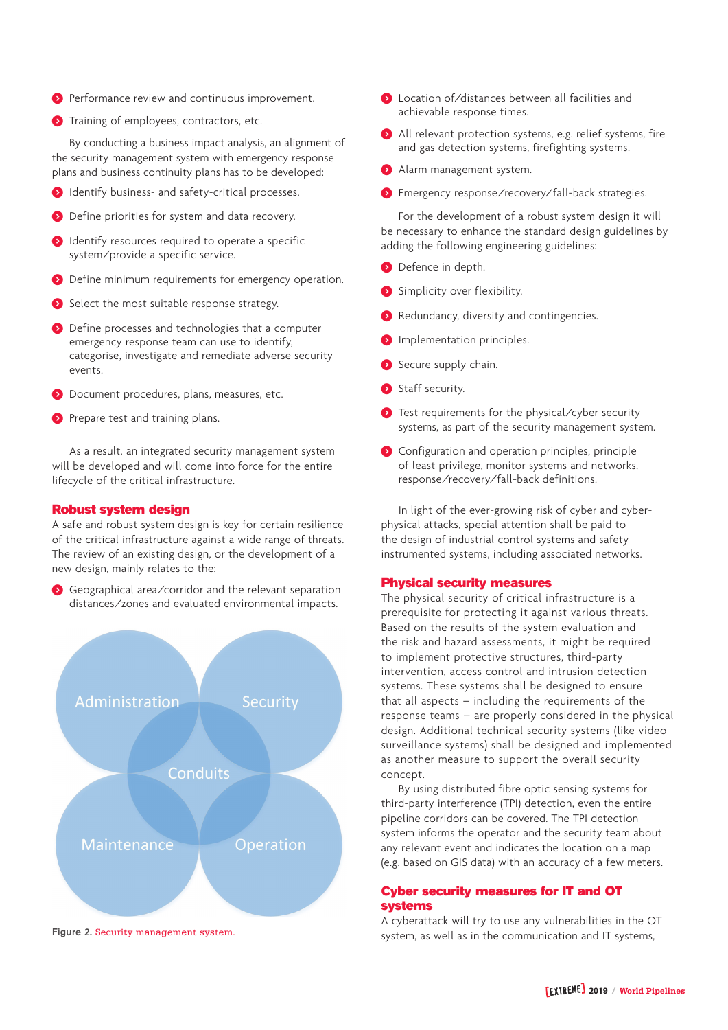- Performance review and continuous improvement.
- Training of employees, contractors, etc.

By conducting a business impact analysis, an alignment of the security management system with emergency response plans and business continuity plans has to be developed:

- Identify business- and safety-critical processes.
- Define priorities for system and data recovery.
- Identify resources required to operate a specific system/provide a specific service.
- Define minimum requirements for emergency operation.
- Select the most suitable response strategy.
- Define processes and technologies that a computer emergency response team can use to identify, categorise, investigate and remediate adverse security events.
- Document procedures, plans, measures, etc.
- Prepare test and training plans.

As a result, an integrated security management system will be developed and will come into force for the entire lifecycle of the critical infrastructure.

## Robust system design

A safe and robust system design is key for certain resilience of the critical infrastructure against a wide range of threats. The review of an existing design, or the development of a new design, mainly relates to the:

- Geographical area/corridor and the relevant separation distances/zones and evaluated environmental impacts.

Administration | Security | Conduits | Maintenance | Operation

**Figure 2.** Security management system.

- Location of/distances between all facilities and achievable response times.
- All relevant protection systems, e.g. relief systems, fire and gas detection systems, firefighting systems.
- Alarm management system.
- Emergency response/recovery/fall-back strategies.

For the development of a robust system design it will be necessary to enhance the standard design guidelines by adding the following engineering guidelines:

- Defence in depth.
- Simplicity over flexibility.
- Redundancy, diversity and contingencies.
- Implementation principles.
- Secure supply chain.
- Staff security.
- Test requirements for the physical/cyber security systems, as part of the security management system.
- Configuration and operation principles, principle of least privilege, monitor systems and networks, response/recovery/fall-back definitions.

In light of the ever-growing risk of cyber and cyber-physical attacks, special attention shall be paid to the design of industrial control systems and safety instrumented systems, including associated networks.

## Physical security measures

The physical security of critical infrastructure is a prerequisite for protecting it against various threats. Based on the results of the system evaluation and the risk and hazard assessments, it might be required to implement protective structures, third-party intervention, access control and intrusion detection systems. These systems shall be designed to ensure that all aspects – including the requirements of the response teams – are properly considered in the physical design. Additional technical security systems (like video surveillance systems) shall be designed and implemented as another measure to support the overall security concept.

By using distributed fibre optic sensing systems for third-party interference (TPI) detection, even the entire pipeline corridors can be covered. The TPI detection system informs the operator and the security team about any relevant event and indicates the location on a map (e.g. based on GIS data) with an accuracy of a few meters.

## Cyber security measures for IT and OT systems

A cyberattack will try to use any vulnerabilities in the OT system, as well as in the communication and IT systems,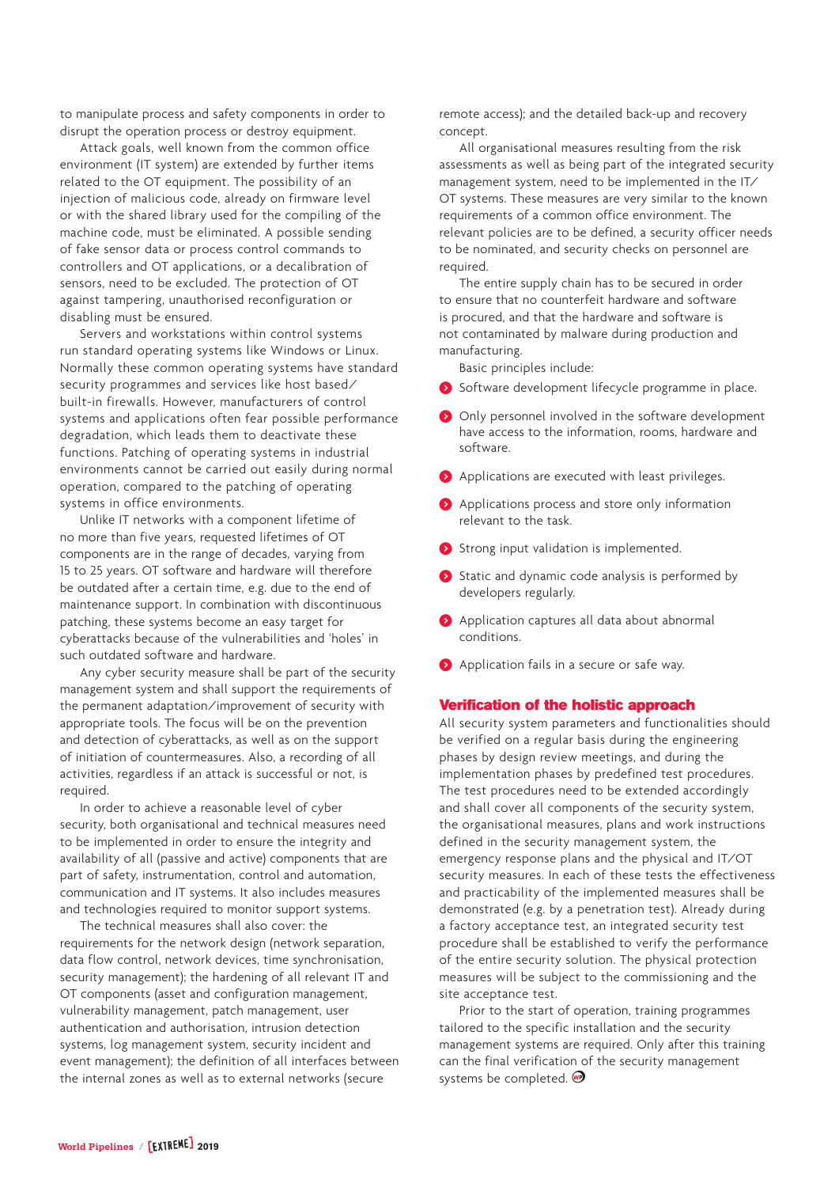to manipulate process and safety components in order to disrupt the operation process or destroy equipment.

Attack goals, well known from the common office environment (IT system) are extended by further items related to the OT equipment. The possibility of an injection of malicious code, already on firmware level or with the shared library used for the compiling of the machine code, must be eliminated. A possible sending of fake sensor data or process control commands to controllers and OT applications, or a decalibration of sensors, need to be excluded. The protection of OT against tampering, unauthorised reconfiguration or disabling must be ensured.

Servers and workstations within control systems run standard operating systems like Windows or Linux. Normally these common operating systems have standard security programmes and services like host based/built-in firewalls. However, manufacturers of control systems and applications often fear possible performance degradation, which leads them to deactivate these functions. Patching of operating systems in industrial environments cannot be carried out easily during normal operation, compared to the patching of operating systems in office environments.

Unlike IT networks with a component lifetime of no more than five years, requested lifetimes of OT components are in the range of decades, varying from 15 to 25 years. OT software and hardware will therefore be outdated after a certain time, e.g. due to the end of maintenance support. In combination with discontinuous patching, these systems become an easy target for cyberattacks because of the vulnerabilities and 'holes' in such outdated software and hardware.

Any cyber security measure shall be part of the security management system and shall support the requirements of the permanent adaptation/improvement of security with appropriate tools. The focus will be on the prevention and detection of cyberattacks, as well as on the support of initiation of countermeasures. Also, a recording of all activities, regardless if an attack is successful or not, is required.

In order to achieve a reasonable level of cyber security, both organisational and technical measures need to be implemented in order to ensure the integrity and availability of all (passive and active) components that are part of safety, instrumentation, control and automation, communication and IT systems. It also includes measures and technologies required to monitor support systems.

The technical measures shall also cover: the requirements for the network design (network separation, data flow control, network devices, time synchronisation, security management); the hardening of all relevant IT and OT components (asset and configuration management, vulnerability management, patch management, user authentication and authorisation, intrusion detection systems, log management system, security incident and event management); the definition of all interfaces between the internal zones as well as to external networks (secure remote access); and the detailed back-up and recovery concept.

All organisational measures resulting from the risk assessments as well as being part of the integrated security management system, need to be implemented in the IT/OT systems. These measures are very similar to the known requirements of a common office environment. The relevant policies are to be defined, a security officer needs to be nominated, and security checks on personnel are required.

The entire supply chain has to be secured in order to ensure that no counterfeit hardware and software is procured, and that the hardware and software is not contaminated by malware during production and manufacturing.

Basic principles include:

- Software development lifecycle programme in place.
- Only personnel involved in the software development have access to the information, rooms, hardware and software.
- Applications are executed with least privileges.
- Applications process and store only information relevant to the task.
- Strong input validation is implemented.
- Static and dynamic code analysis is performed by developers regularly.
- Application captures all data about abnormal conditions.
- Application fails in a secure or safe way.

## Verification of the holistic approach

All security system parameters and functionalities should be verified on a regular basis during the engineering phases by design review meetings, and during the implementation phases by predefined test procedures. The test procedures need to be extended accordingly and shall cover all components of the security system, the organisational measures, plans and work instructions defined in the security management system, the emergency response plans and the physical and IT/OT security measures. In each of these tests the effectiveness and practicability of the implemented measures shall be demonstrated (e.g. by a penetration test). Already during a factory acceptance test, an integrated security test procedure shall be established to verify the performance of the entire security solution. The physical protection measures will be subject to the commissioning and the site acceptance test.

Prior to the start of operation, training programmes tailored to the specific installation and the security management systems are required. Only after this training can the final verification of the security management systems be completed.